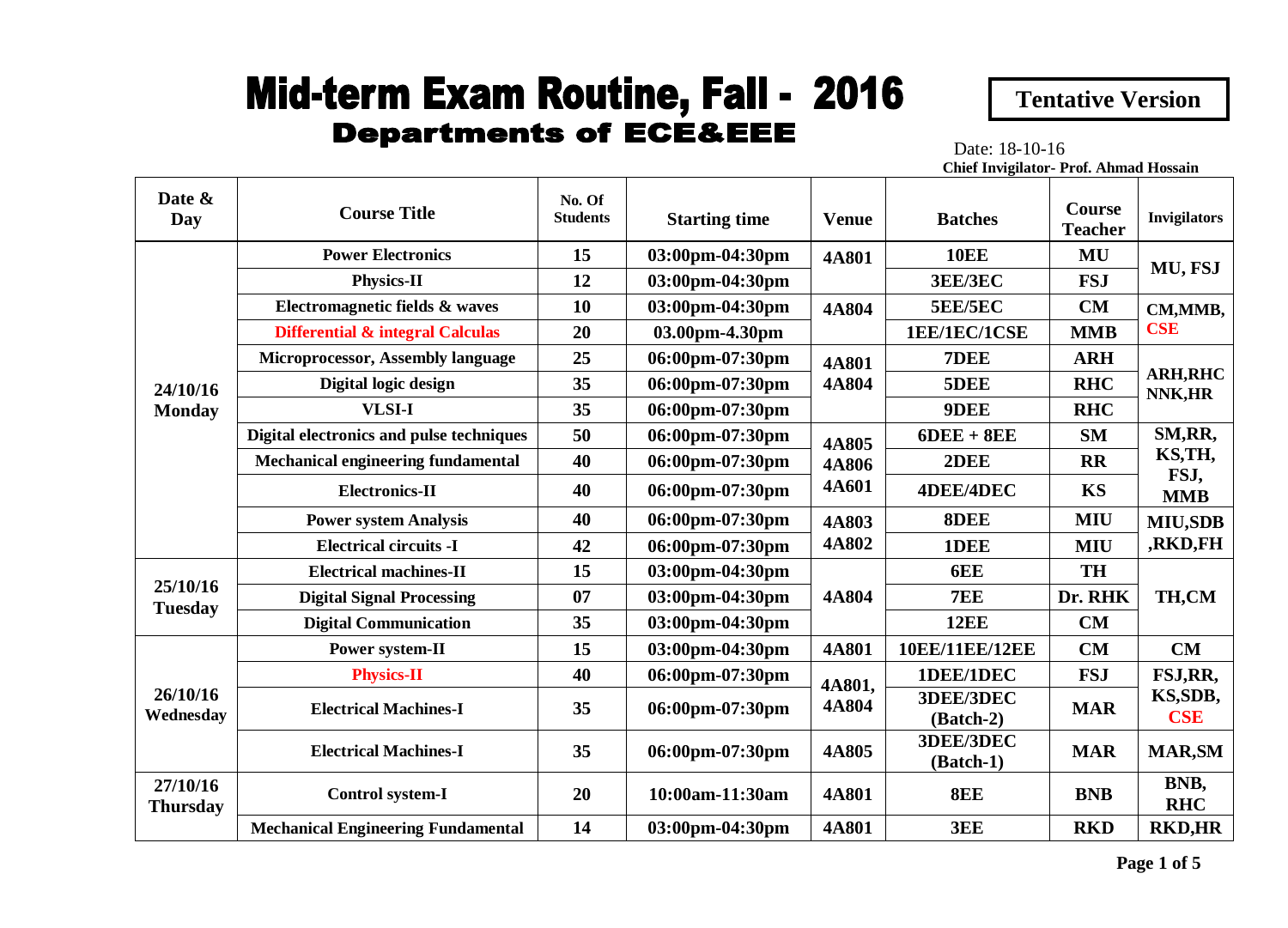# Mid-term Exam Routine, Fall - 2016

## Departments of ECE&EEE

**Tentative Version**

Date: 18-10-16

**Chief Invigilator- Prof. Ahmad Hossain**

| Date & Day | Course Title | No. Of Students | Starting time | Venue | Batches | Course Teacher | Invigilators |
|---|---|---|---|---|---|---|---|
| 24/10/16 Monday | Power Electronics | 15 | 03:00pm-04:30pm | 4A801 | 10EE | MU | MU, FSJ |
| | Physics-II | 12 | 03:00pm-04:30pm | | 3EE/3EC | FSJ | |
| | Electromagnetic fields & waves | 10 | 03:00pm-04:30pm | 4A804 | 5EE/5EC | CM | CM,MMB, CSE |
| | Differential & integral Calculas | 20 | 03.00pm-4.30pm | | 1EE/1EC/1CSE | MMB | |
| | Microprocessor, Assembly language | 25 | 06:00pm-07:30pm | 4A801 4A804 | 7DEE | ARH | ARH,RHC NNK,HR |
| | Digital logic design | 35 | 06:00pm-07:30pm | | 5DEE | RHC | |
| | VLSI-I | 35 | 06:00pm-07:30pm | | 9DEE | RHC | |
| | Digital electronics and pulse techniques | 50 | 06:00pm-07:30pm | 4A805 4A806 4A601 | 6DEE + 8EE | SM | SM,RR, KS,TH, FSJ, MMB |
| | Mechanical engineering fundamental | 40 | 06:00pm-07:30pm | | 2DEE | RR | |
| | Electronics-II | 40 | 06:00pm-07:30pm | | 4DEE/4DEC | KS | |
| | Power system Analysis | 40 | 06:00pm-07:30pm | 4A803 4A802 | 8DEE | MIU | MIU,SDB ,RKD,FH |
| | Electrical circuits -I | 42 | 06:00pm-07:30pm | | 1DEE | MIU | |
| 25/10/16 Tuesday | Electrical machines-II | 15 | 03:00pm-04:30pm | 4A804 | 6EE | TH | TH,CM |
| | Digital Signal Processing | 07 | 03:00pm-04:30pm | | 7EE | Dr. RHK | |
| | Digital Communication | 35 | 03:00pm-04:30pm | | 12EE | CM | |
| 26/10/16 Wednesday | Power system-II | 15 | 03:00pm-04:30pm | 4A801 | 10EE/11EE/12EE | CM | CM |
| | Physics-II | 40 | 06:00pm-07:30pm | 4A801, 4A804 | 1DEE/1DEC | FSJ | FSJ,RR, KS,SDB, CSE |
| | Electrical Machines-I | 35 | 06:00pm-07:30pm | | 3DEE/3DEC (Batch-2) | MAR | |
| | Electrical Machines-I | 35 | 06:00pm-07:30pm | 4A805 | 3DEE/3DEC (Batch-1) | MAR | MAR,SM |
| 27/10/16 Thursday | Control system-I | 20 | 10:00am-11:30am | 4A801 | 8EE | BNB | BNB, RHC |
| | Mechanical Engineering Fundamental | 14 | 03:00pm-04:30pm | 4A801 | 3EE | RKD | RKD,HR |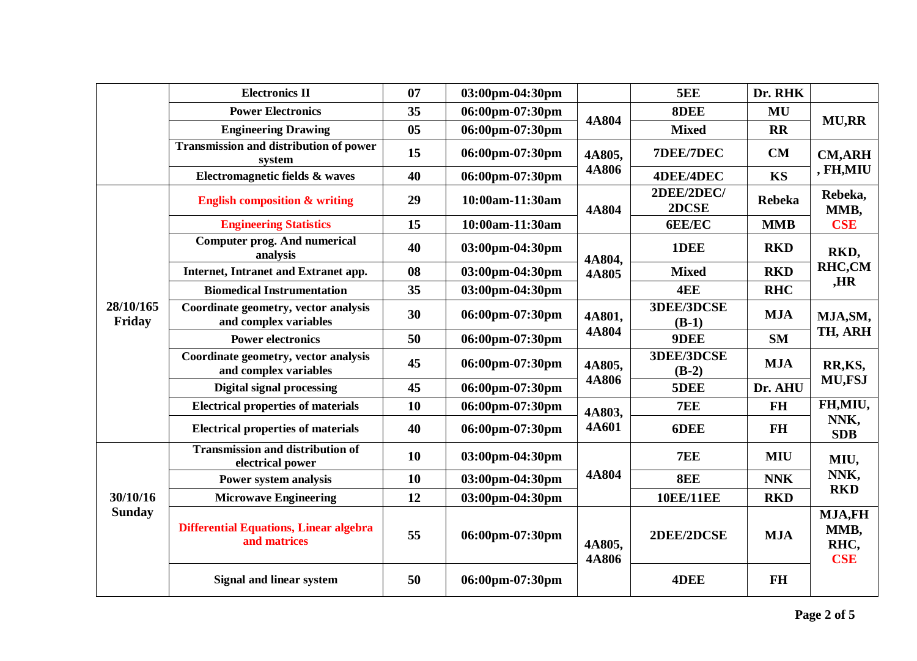| | | | | | | | |
|---|---|---|---|---|---|---|---|
| | **Electronics II** | **07** | **03:00pm-04:30pm** | | **5EE** | **Dr. RHK** | |
| | **Power Electronics** | **35** | **06:00pm-07:30pm** | **4A804** | **8DEE** | **MU** | **MU,RR** |
| | **Engineering Drawing** | **05** | **06:00pm-07:30pm** | | **Mixed** | **RR** | |
| | **Transmission and distribution of power system** | **15** | **06:00pm-07:30pm** | **4A805, 4A806** | **7DEE/7DEC** | **CM** | **CM,ARH , FH,MIU** |
| | **Electromagnetic fields & waves** | **40** | **06:00pm-07:30pm** | | **4DEE/4DEC** | **KS** | |
| **28/10/165 Friday** | **English composition & writing** | **29** | **10:00am-11:30am** | **4A804** | **2DEE/2DEC/ 2DCSE** | **Rebeka** | **Rebeka, MMB, CSE** |
| | **Engineering Statistics** | **15** | **10:00am-11:30am** | | **6EE/EC** | **MMB** | |
| | **Computer prog. And numerical analysis** | **40** | **03:00pm-04:30pm** | **4A804, 4A805** | **1DEE** | **RKD** | **RKD, RHC,CM ,HR** |
| | **Internet, Intranet and Extranet app.** | **08** | **03:00pm-04:30pm** | | **Mixed** | **RKD** | |
| | **Biomedical Instrumentation** | **35** | **03:00pm-04:30pm** | | **4EE** | **RHC** | |
| | **Coordinate geometry, vector analysis and complex variables** | **30** | **06:00pm-07:30pm** | **4A801, 4A804** | **3DEE/3DCSE (B-1)** | **MJA** | **MJA,SM, TH, ARH** |
| | **Power electronics** | **50** | **06:00pm-07:30pm** | | **9DEE** | **SM** | |
| | **Coordinate geometry, vector analysis and complex variables** | **45** | **06:00pm-07:30pm** | **4A805, 4A806** | **3DEE/3DCSE (B-2)** | **MJA** | **RR,KS, MU,FSJ** |
| | **Digital signal processing** | **45** | **06:00pm-07:30pm** | | **5DEE** | **Dr. AHU** | |
| | **Electrical properties of materials** | **10** | **06:00pm-07:30pm** | **4A803, 4A601** | **7EE** | **FH** | **FH,MIU, NNK, SDB** |
| | **Electrical properties of materials** | **40** | **06:00pm-07:30pm** | | **6DEE** | **FH** | |
| **30/10/16 Sunday** | **Transmission and distribution of electrical power** | **10** | **03:00pm-04:30pm** | **4A804** | **7EE** | **MIU** | **MIU, NNK, RKD** |
| | **Power system analysis** | **10** | **03:00pm-04:30pm** | | **8EE** | **NNK** | |
| | **Microwave Engineering** | **12** | **03:00pm-04:30pm** | | **10EE/11EE** | **RKD** | |
| | **Differential Equations, Linear algebra and matrices** | **55** | **06:00pm-07:30pm** | **4A805, 4A806** | **2DEE/2DCSE** | **MJA** | **MJA,FH MMB, RHC, CSE** |
| | **Signal and linear system** | **50** | **06:00pm-07:30pm** | | **4DEE** | **FH** | |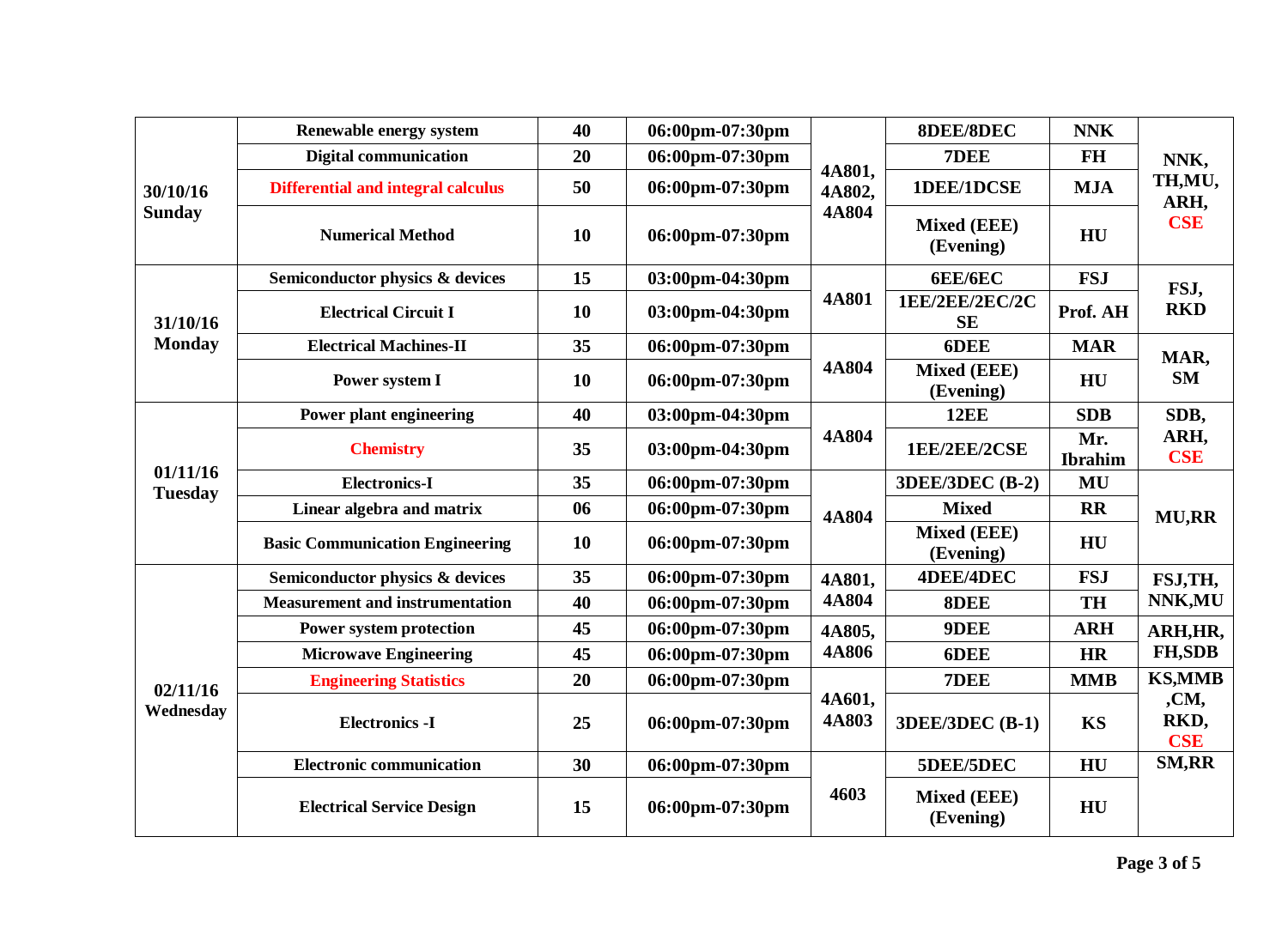| Date | Course | Students | Time | Room | Section | Teacher | Invigilators |
|---|---|---|---|---|---|---|---|
| 30/10/16 Sunday | Renewable energy system | 40 | 06:00pm-07:30pm | 4A801, 4A802, 4A804 | 8DEE/8DEC | NNK | NNK, TH,MU, ARH, CSE |
| | Digital communication | 20 | 06:00pm-07:30pm | | 7DEE | FH | |
| | Differential and integral calculus | 50 | 06:00pm-07:30pm | | 1DEE/1DCSE | MJA | |
| | Numerical Method | 10 | 06:00pm-07:30pm | | Mixed (EEE) (Evening) | HU | |
| 31/10/16 Monday | Semiconductor physics & devices | 15 | 03:00pm-04:30pm | 4A801 | 6EE/6EC | FSJ | FSJ, RKD |
| | Electrical Circuit I | 10 | 03:00pm-04:30pm | | 1EE/2EE/2EC/2CSE | Prof. AH | |
| | Electrical Machines-II | 35 | 06:00pm-07:30pm | 4A804 | 6DEE | MAR | MAR, SM |
| | Power system I | 10 | 06:00pm-07:30pm | | Mixed (EEE) (Evening) | HU | |
| 01/11/16 Tuesday | Power plant engineering | 40 | 03:00pm-04:30pm | 4A804 | 12EE | SDB | SDB, ARH, CSE |
| | Chemistry | 35 | 03:00pm-04:30pm | | 1EE/2EE/2CSE | Mr. Ibrahim | |
| | Electronics-I | 35 | 06:00pm-07:30pm | 4A804 | 3DEE/3DEC (B-2) | MU | MU,RR |
| | Linear algebra and matrix | 06 | 06:00pm-07:30pm | | Mixed | RR | |
| | Basic Communication Engineering | 10 | 06:00pm-07:30pm | | Mixed (EEE) (Evening) | HU | |
| 02/11/16 Wednesday | Semiconductor physics & devices | 35 | 06:00pm-07:30pm | 4A801, 4A804 | 4DEE/4DEC | FSJ | FSJ,TH, NNK,MU |
| | Measurement and instrumentation | 40 | 06:00pm-07:30pm | | 8DEE | TH | |
| | Power system protection | 45 | 06:00pm-07:30pm | 4A805, 4A806 | 9DEE | ARH | ARH,HR, FH,SDB |
| | Microwave Engineering | 45 | 06:00pm-07:30pm | | 6DEE | HR | |
| | Engineering Statistics | 20 | 06:00pm-07:30pm | 4A601, 4A803 | 7DEE | MMB | KS,MMB ,CM, RKD, CSE |
| | Electronics -I | 25 | 06:00pm-07:30pm | | 3DEE/3DEC (B-1) | KS | |
| | Electronic communication | 30 | 06:00pm-07:30pm | 4603 | 5DEE/5DEC | HU | SM,RR |
| | Electrical Service Design | 15 | 06:00pm-07:30pm | | Mixed (EEE) (Evening) | HU | |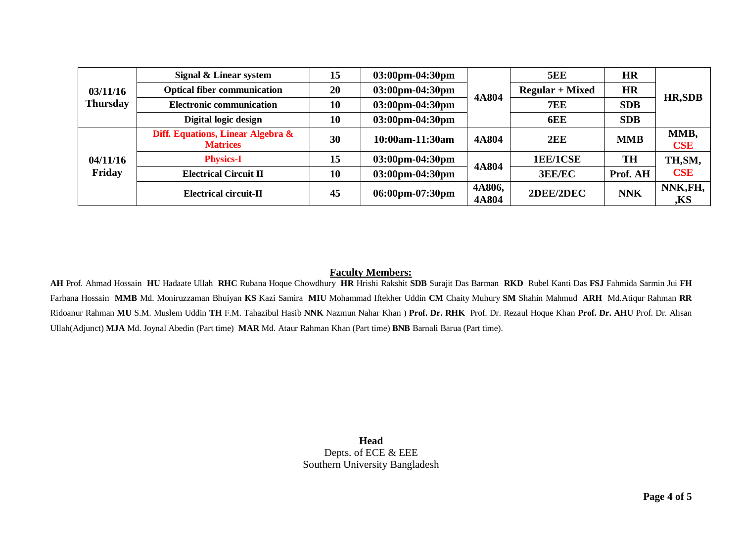| | | | | | | | |
|---|---|---|---|---|---|---|---|
| 03/11/16 Thursday | Signal & Linear system | 15 | 03:00pm-04:30pm | 4A804 | 5EE | HR | HR,SDB |
| | Optical fiber communication | 20 | 03:00pm-04:30pm | | Regular + Mixed | HR | |
| | Electronic communication | 10 | 03:00pm-04:30pm | | 7EE | SDB | |
| | Digital logic design | 10 | 03:00pm-04:30pm | | 6EE | SDB | |
| 04/11/16 Friday | Diff. Equations, Linear Algebra & Matrices | 30 | 10:00am-11:30am | 4A804 | 2EE | MMB | MMB, CSE |
| | Physics-I | 15 | 03:00pm-04:30pm | 4A804 | 1EE/1CSE | TH | TH,SM, CSE |
| | Electrical Circuit II | 10 | 03:00pm-04:30pm | | 3EE/EC | Prof. AH | |
| | Electrical circuit-II | 45 | 06:00pm-07:30pm | 4A806, 4A804 | 2DEE/2DEC | NNK | NNK,FH, ,KS |

## Faculty Members:

**AH** Prof. Ahmad Hossain **HU** Hadaate Ullah **RHC** Rubana Hoque Chowdhury **HR** Hrishi Rakshit **SDB** Surajit Das Barman **RKD** Rubel Kanti Das **FSJ** Fahmida Sarmin Jui **FH** Farhana Hossain **MMB** Md. Moniruzzaman Bhuiyan **KS** Kazi Samira **MIU** Mohammad Iftekher Uddin **CM** Chaity Muhury **SM** Shahin Mahmud **ARH** Md.Atiqur Rahman **RR** Ridoanur Rahman **MU** S.M. Muslem Uddin **TH** F.M. Tahazibul Hasib **NNK** Nazmun Nahar Khan ) **Prof. Dr. RHK** Prof. Dr. Rezaul Hoque Khan **Prof. Dr. AHU** Prof. Dr. Ahsan Ullah(Adjunct) **MJA** Md. Joynal Abedin (Part time) **MAR** Md. Ataur Rahman Khan (Part time) **BNB** Barnali Barua (Part time).

**Head**
Depts. of ECE & EEE
Southern University Bangladesh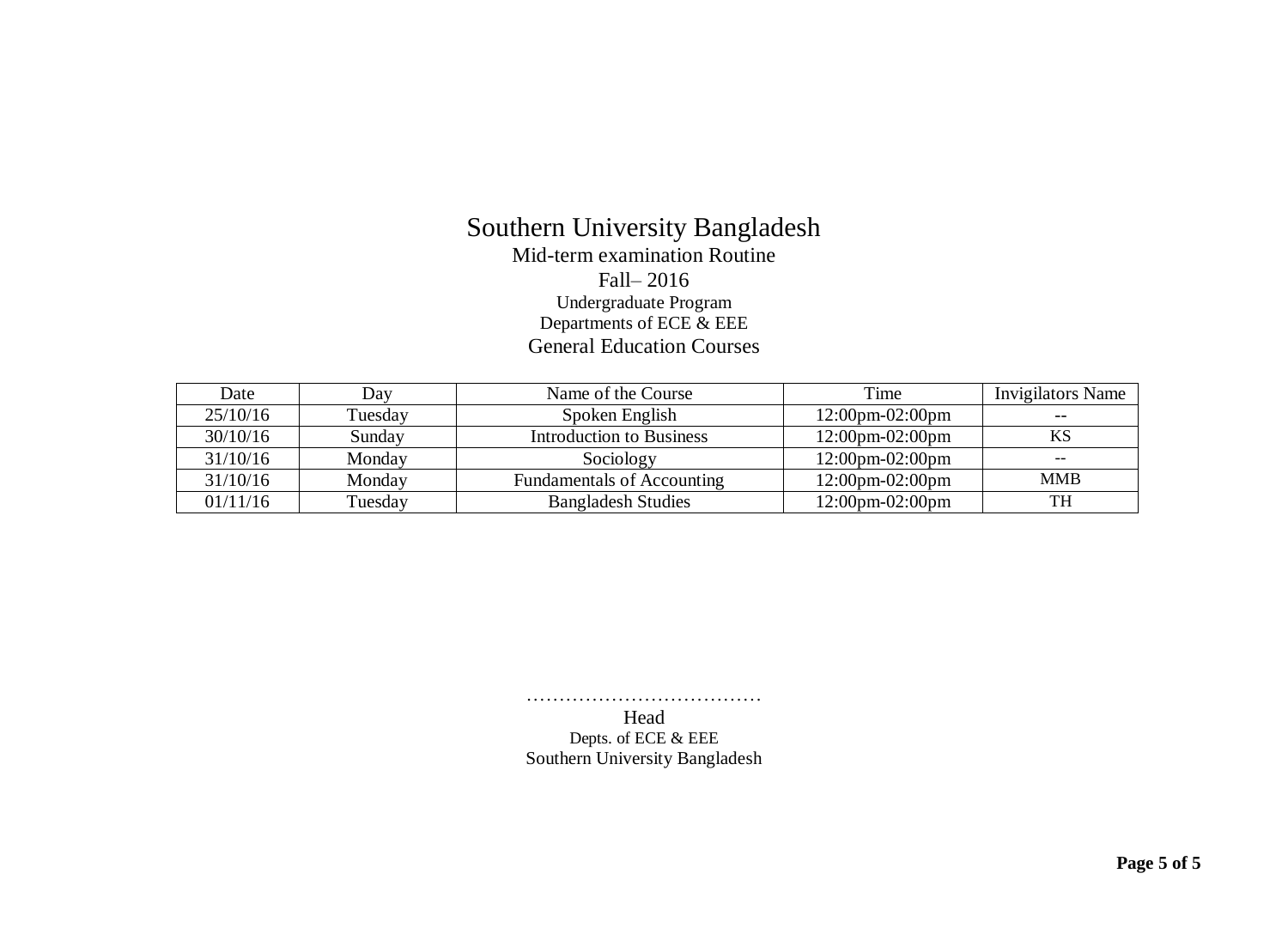# Southern University Bangladesh

Mid-term examination Routine

Fall– 2016

Undergraduate Program

Departments of ECE & EEE

General Education Courses

| Date | Day | Name of the Course | Time | Invigilators Name |
|---|---|---|---|---|
| 25/10/16 | Tuesday | Spoken English | 12:00pm-02:00pm | -- |
| 30/10/16 | Sunday | Introduction to Business | 12:00pm-02:00pm | KS |
| 31/10/16 | Monday | Sociology | 12:00pm-02:00pm | -- |
| 31/10/16 | Monday | Fundamentals of Accounting | 12:00pm-02:00pm | MMB |
| 01/11/16 | Tuesday | Bangladesh Studies | 12:00pm-02:00pm | TH |

………………………………

Head

Depts. of ECE & EEE

Southern University Bangladesh